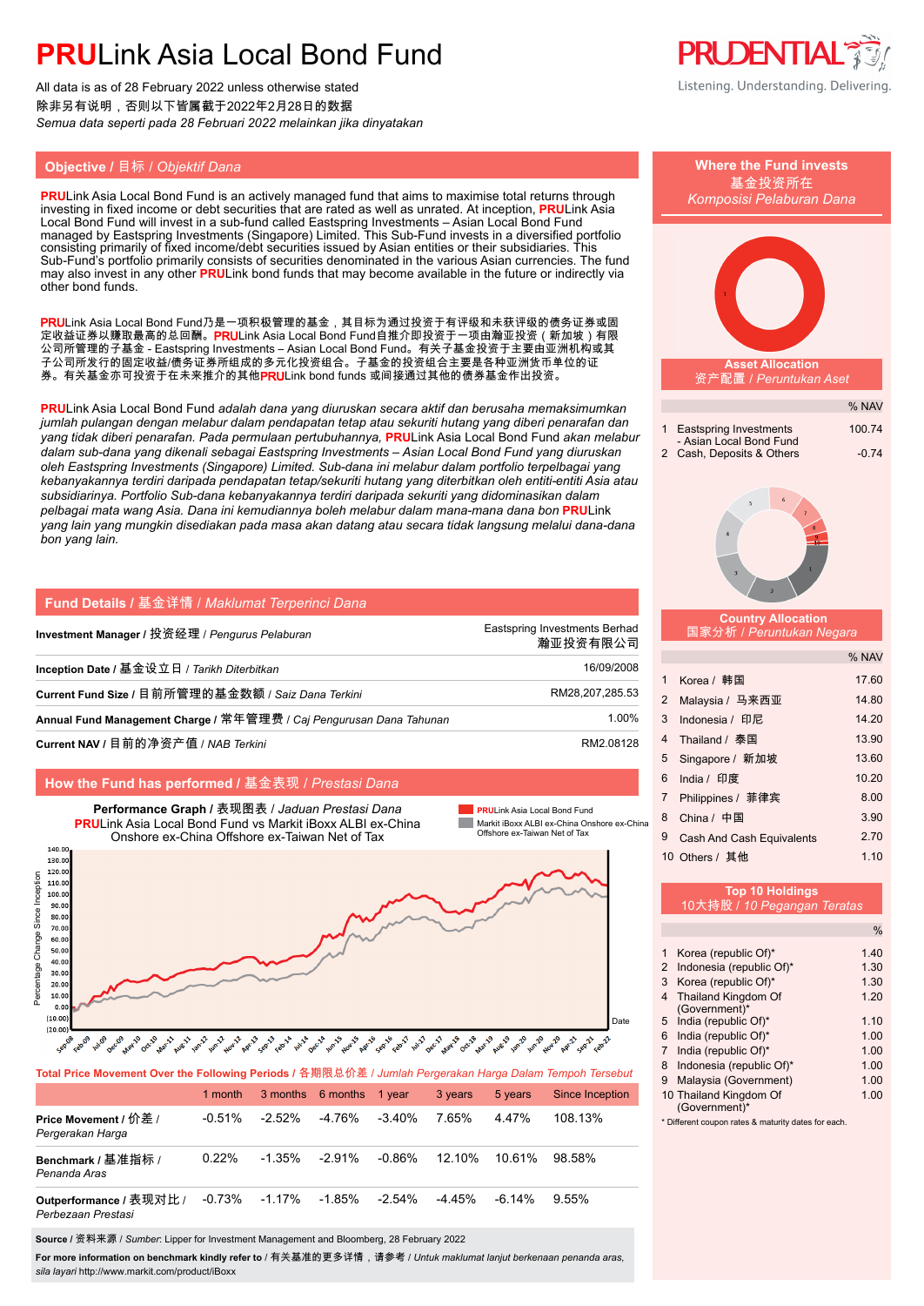# PRULink Asia Local Bond Fund

All data is as of 28 February 2022 unless otherwise stated
除非另有说明，否则以下皆属截于2022年2月28日的数据
*Semua data seperti pada 28 Februari 2022 melainkan jika dinyatakan*

PRUDENTIAL
Listening. Understanding. Delivering.

## Objective / 目标 / *Objektif Dana*

**PRU**Link Asia Local Bond Fund is an actively managed fund that aims to maximise total returns through investing in fixed income or debt securities that are rated as well as unrated. At inception, **PRU**Link Asia Local Bond Fund will invest in a sub-fund called Eastspring Investments – Asian Local Bond Fund managed by Eastspring Investments (Singapore) Limited. This Sub-Fund invests in a diversified portfolio consisting primarily of fixed income/debt securities issued by Asian entities or their subsidiaries. This Sub-Fund's portfolio primarily consists of securities denominated in the various Asian currencies. The fund may also invest in any other **PRU**Link bond funds that may become available in the future or indirectly via other bond funds.

**PRU**Link Asia Local Bond Fund乃是一项积极管理的基金，其目标为通过投资于有评级和未获评级的债务证券或固定收益证券以赚取最高的总回酬。**PRU**Link Asia Local Bond Fund自推介即投资于一项由瀚亚投资（新加坡）有限公司所管理的子基金 - Eastspring Investments – Asian Local Bond Fund。有关子基金投资于主要由亚洲机构或其子公司所发行的固定收益/债务证券所组成的多元化投资组合。子基金的投资组合主要是各种亚洲货币单位的证券。有关基金亦可投资于在未来推介的其他**PRU**Link bond funds 或间接通过其他的债券基金作出投资。

***PRU**Link Asia Local Bond Fund adalah dana yang diuruskan secara aktif dan berusaha memaksimumkan jumlah pulangan dengan melabur dalam pendapatan tetap atau sekuriti hutang yang diberi penarafan dan yang tidak diberi penarafan. Pada permulaan pertubuhannya, **PRU**Link Asia Local Bond Fund akan melabur dalam sub-dana yang dikenali sebagai Eastspring Investments – Asian Local Bond Fund yang diuruskan oleh Eastspring Investments (Singapore) Limited. Sub-dana ini melabur dalam portfolio terpelbagai yang kebanyakannya terdiri daripada pendapatan tetap/sekuriti hutang yang diterbitkan oleh entiti-entiti Asia atau subsidiarinya. Portfolio Sub-dana kebanyakannya terdiri daripada sekuriti yang didominasikan dalam pelbagai mata wang Asia. Dana ini kemudiannya boleh melabur dalam mana-mana dana bon **PRU**Link yang lain yang mungkin disediakan pada masa akan datang atau secara tidak langsung melalui dana-dana bon yang lain.*

## Fund Details / 基金详情 / *Maklumat Terperinci Dana*

| | |
|---|---|
| **Investment Manager** / 投资经理 / *Pengurus Pelaburan* | Eastspring Investments Berhad 瀚亚投资有限公司 |
| **Inception Date** / 基金设立日 / *Tarikh Diterbitkan* | 16/09/2008 |
| **Current Fund Size** / 目前所管理的基金数额 / *Saiz Dana Terkini* | RM28,207,285.53 |
| **Annual Fund Management Charge** / 常年管理费 / *Caj Pengurusan Dana Tahunan* | 1.00% |
| **Current NAV** / 目前的净资产值 / *NAB Terkini* | RM2.08128 |

## How the Fund has performed / 基金表现 / *Prestasi Dana*

**Performance Graph** / 表现图表 / *Jaduan Prestasi Dana*
**PRU**Link Asia Local Bond Fund vs Markit iBoxx ALBI ex-China Onshore ex-China Offshore ex-Taiwan Net of Tax

Legend: PRULink Asia Local Bond Fund; Markit iBoxx ALBI ex-China Onshore ex-China Offshore ex-Taiwan Net of Tax

**Total Price Movement Over the Following Periods** / 各期限总价差 / *Jumlah Pergerakan Harga Dalam Tempoh Tertentu*

| | 1 month | 3 months | 6 months | 1 year | 3 years | 5 years | Since Inception |
|---|---|---|---|---|---|---|---|
| **Price Movement** / 价差 / *Pergerakan Harga* | -0.51% | -2.52% | -4.76% | -3.40% | 7.65% | 4.47% | 108.13% |
| **Benchmark** / 基准指标 / *Penanda Aras* | 0.22% | -1.35% | -2.91% | -0.86% | 12.10% | 10.61% | 98.58% |
| **Outperformance** / 表现对比 / *Perbezaan Prestasi* | -0.73% | -1.17% | -1.85% | -2.54% | -4.45% | -6.14% | 9.55% |

**Source** / 资料来源 / *Sumber*: Lipper for Investment Management and Bloomberg, 28 February 2022

**For more information on benchmark kindly refer to** / 有关基准的更多详情，请参考 / *Untuk maklumat lanjut berkenaan penanda aras, sila layari* http://www.markit.com/product/iBoxx

## Where the Fund invests / 基金投资所在 / *Komposisi Pelaburan Dana*

### Asset Allocation / 资产配置 / *Peruntukan Aset*

| | | % NAV |
|---|---|---|
| 1 | Eastspring Investments - Asian Local Bond Fund | 100.74 |
| 2 | Cash, Deposits & Others | -0.74 |

### Country Allocation / 国家分析 / *Peruntukan Negara*

| | | % NAV |
|---|---|---|
| 1 | Korea / 韩国 | 17.60 |
| 2 | Malaysia / 马来西亚 | 14.80 |
| 3 | Indonesia / 印尼 | 14.20 |
| 4 | Thailand / 泰国 | 13.90 |
| 5 | Singapore / 新加坡 | 13.60 |
| 6 | India / 印度 | 10.20 |
| 7 | Philippines / 菲律宾 | 8.00 |
| 8 | China / 中国 | 3.90 |
| 9 | Cash And Cash Equivalents | 2.70 |
| 10 | Others / 其他 | 1.10 |

### Top 10 Holdings / 10大持股 / *10 Pegangan Teratas*

| | | % |
|---|---|---|
| 1 | Korea (republic Of)* | 1.40 |
| 2 | Indonesia (republic Of)* | 1.30 |
| 3 | Korea (republic Of)* | 1.30 |
| 4 | Thailand Kingdom Of (Government)* | 1.20 |
| 5 | India (republic Of)* | 1.10 |
| 6 | India (republic Of)* | 1.00 |
| 7 | India (republic Of)* | 1.00 |
| 8 | Indonesia (republic Of)* | 1.00 |
| 9 | Malaysia (Government) | 1.00 |
| 10 | Thailand Kingdom Of (Government)* | 1.00 |

* Different coupon rates & maturity dates for each.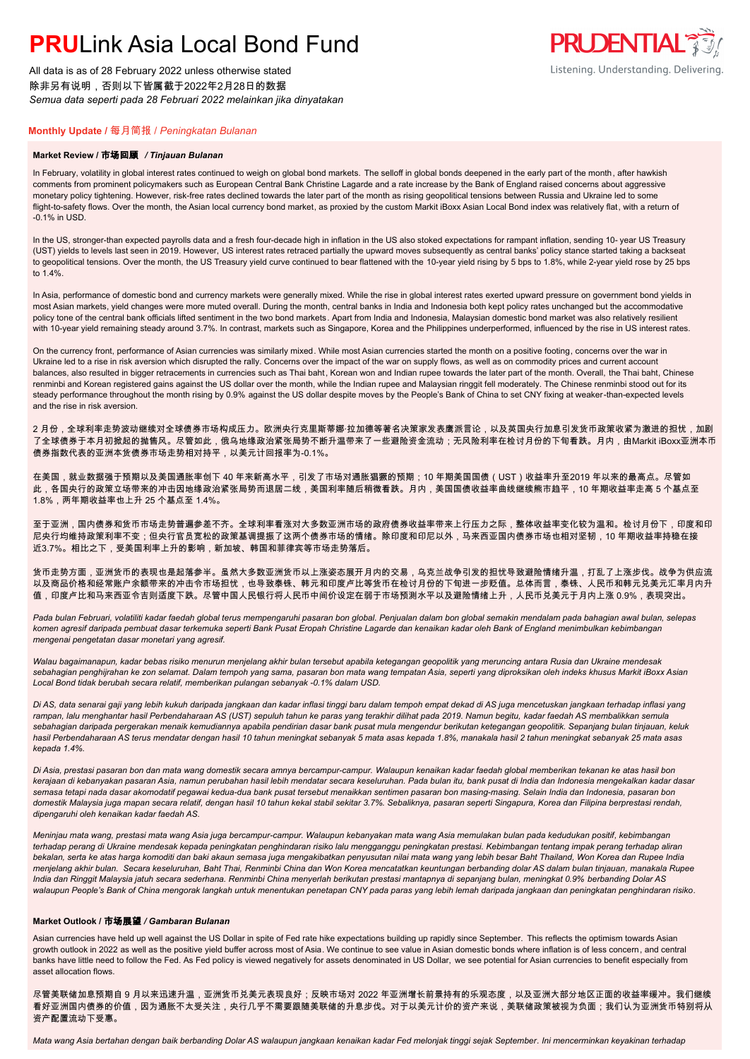# **PRU**Link Asia Local Bond Fund

All data is as of 28 February 2022 unless otherwise stated
除非另有说明，否则以下皆属截于2022年2月28日的数据
*Semua data seperti pada 28 Februari 2022 melainkan jika dinyatakan*

PRUDENTIAL
Listening. Understanding. Delivering.

## **Monthly Update** / 每月简报 / *Peningkatan Bulanan*

### **Market Review / 市场回顾** */ Tinjauan Bulanan*

In February, volatility in global interest rates continued to weigh on global bond markets. The selloff in global bonds deepened in the early part of the month, after hawkish comments from prominent policymakers such as European Central Bank Christine Lagarde and a rate increase by the Bank of England raised concerns about aggressive monetary policy tightening. However, risk-free rates declined towards the later part of the month as rising geopolitical tensions between Russia and Ukraine led to some flight-to-safety flows. Over the month, the Asian local currency bond market, as proxied by the custom Markit iBoxx Asian Local Bond index was relatively flat, with a return of -0.1% in USD.

In the US, stronger-than expected payrolls data and a fresh four-decade high in inflation in the US also stoked expectations for rampant inflation, sending 10- year US Treasury (UST) yields to levels last seen in 2019. However, US interest rates retraced partially the upward moves subsequently as central banks' policy stance started taking a backseat to geopolitical tensions. Over the month, the US Treasury yield curve continued to bear flattened with the 10-year yield rising by 5 bps to 1.8%, while 2-year yield rose by 25 bps to 1.4%.

In Asia, performance of domestic bond and currency markets were generally mixed. While the rise in global interest rates exerted upward pressure on government bond yields in most Asian markets, yield changes were more muted overall. During the month, central banks in India and Indonesia both kept policy rates unchanged but the accommodative policy tone of the central bank officials lifted sentiment in the two bond markets. Apart from India and Indonesia, Malaysian domestic bond market was also relatively resilient with 10-year yield remaining steady around 3.7%. In contrast, markets such as Singapore, Korea and the Philippines underperformed, influenced by the rise in US interest rates.

On the currency front, performance of Asian currencies was similarly mixed. While most Asian currencies started the month on a positive footing, concerns over the war in Ukraine led to a rise in risk aversion which disrupted the rally. Concerns over the impact of the war on supply flows, as well as on commodity prices and current account balances, also resulted in bigger retracements in currencies such as Thai baht, Korean won and Indian rupee towards the later part of the month. Overall, the Thai baht, Chinese renminbi and Korean registered gains against the US dollar over the month, while the Indian rupee and Malaysian ringgit fell moderately. The Chinese renminbi stood out for its steady performance throughout the month rising by 0.9% against the US dollar despite moves by the People's Bank of China to set CNY fixing at weaker-than-expected levels and the rise in risk aversion.

2 月份，全球利率走势波动继续对全球债券市场构成压力。欧洲央行克里斯蒂娜·拉加德等著名决策家发表鹰派言论，以及英国央行加息引发货币政策收紧为激进的担忧，加剧了全球债券于本月初掀起的抛售风。尽管如此，俄乌地缘政治紧张局势不断升温带来了一些避险资金流动；无风险利率在检讨月份的下旬看跌。月内，由Markit iBoxx亚洲本币债券指数代表的亚洲本货债券市场走势相对持平，以美元计回报率为-0.1%。

在美国，就业数据强于预期以及美国通胀率创下 40 年来新高水平，引发了市场对通胀猖獗的预期；10 年期美国国债（UST）收益率升至2019 年以来的最高点。尽管如此，各国央行的政策立场带来的冲击因地缘政治紧张局势而退居二线，美国利率随后稍微看跌。月内，美国国债收益率曲线继续熊市趋平，10 年期收益率走高 5 个基点至 1.8%，两年期收益率也上升 25 个基点至 1.4%。

至于亚洲，国内债券和货币市场走势普遍参差不齐。全球利率看涨对大多数亚洲市场的政府债券收益率带来上行压力之际，整体收益率变化较为温和。检讨月份下，印度和印尼央行均维持政策利率不变；但央行官员宽松的政策基调提振了这两个债券市场的情绪。除印度和印尼以外，马来西亚国内债券市场也相对坚韧，10 年期收益率持稳在接近3.7%。相比之下，受美国利率上升的影响，新加坡、韩国和菲律宾等市场走势落后。

货币走势方面，亚洲货币的表现也是起落参半。虽然大多数亚洲货币以上涨姿态展开月内的交易，乌克兰战争引发的担忧导致避险情绪升温，打乱了上涨步伐。战争为供应流以及商品价格和经常账户余额带来的冲击令市场担忧，也导致泰铢、韩元和印度卢比等货币在检讨月份的下旬进一步贬值。总体而言，泰铢、人民币和韩元兑美元汇率月内升值，印度卢比和马来西亚令吉则适度下跌。尽管中国人民银行将人民币中间价设定在弱于市场预测水平以及避险情绪上升，人民币兑美元于月内上涨 0.9%，表现突出。

*Pada bulan Februari, volatiliti kadar faedah global terus mempengaruhi pasaran bon global. Penjualan dalam bon global semakin mendalam pada bahagian awal bulan, selepas komen agresif daripada pembuat dasar terkemuka seperti Bank Pusat Eropah Christine Lagarde dan kenaikan kadar oleh Bank of England menimbulkan kebimbangan mengenai pengetatan dasar monetari yang agresif.*

*Walau bagaimanapun, kadar bebas risiko menurun menjelang akhir bulan tersebut apabila ketegangan geopolitik yang meruncing antara Rusia dan Ukraine mendesak sebahagian penghijrahan ke zon selamat. Dalam tempoh yang sama, pasaran bon mata wang tempatan Asia, seperti yang diproksikan oleh indeks khusus Markit iBoxx Asian Local Bond tidak berubah secara relatif, memberikan pulangan sebanyak -0.1% dalam USD.*

*Di AS, data senarai gaji yang lebih kukuh daripada jangkaan dan kadar inflasi tinggi baru dalam tempoh empat dekad di AS juga mencetuskan jangkaan terhadap inflasi yang rampan, lalu menghantar hasil Perbendaharaan AS (UST) sepuluh tahun ke paras yang terakhir dilihat pada 2019. Namun begitu, kadar faedah AS membalikkan semula sebahagian daripada pergerakan menaik kemudiannya apabila pendirian dasar bank pusat mula mengendur berikutan ketegangan geopolitik. Sepanjang bulan tinjauan, keluk hasil Perbendaharaan AS terus mendatar dengan hasil 10 tahun meningkat sebanyak 5 mata asas kepada 1.8%, manakala hasil 2 tahun meningkat sebanyak 25 mata asas kepada 1.4%.*

*Di Asia, prestasi pasaran bon dan mata wang domestik secara amnya bercampur-campur. Walaupun kenaikan kadar faedah global memberikan tekanan ke atas hasil bon kerajaan di kebanyakan pasaran Asia, namun perubahan hasil lebih mendatar secara keseluruhan. Pada bulan itu, bank pusat di India dan Indonesia mengekalkan kadar dasar semasa tetapi nada dasar akomodatif pegawai kedua-dua bank pusat tersebut menaikkan sentimen pasaran bon masing-masing. Selain India dan Indonesia, pasaran bon domestik Malaysia juga mapan secara relatif, dengan hasil 10 tahun kekal stabil sekitar 3.7%. Sebaliknya, pasaran seperti Singapura, Korea dan Filipina berprestasi rendah, dipengaruhi oleh kenaikan kadar faedah AS.*

*Meninjau mata wang, prestasi mata wang Asia juga bercampur-campur. Walaupun kebanyakan mata wang Asia memulakan bulan pada kedudukan positif, kebimbangan terhadap perang di Ukraine mendesak kepada peningkatan penghindaran risiko lalu mengganggu peningkatan prestasi. Kebimbangan tentang impak perang terhadap aliran bekalan, serta ke atas harga komoditi dan baki akaun semasa juga mengakibatkan penyusutan nilai mata wang yang lebih besar Baht Thailand, Won Korea dan Rupee India menjelang akhir bulan. Secara keseluruhan, Baht Thai, Renminbi China dan Won Korea mencatatkan keuntungan berbanding dolar AS dalam bulan tinjauan, manakala Rupee India dan Ringgit Malaysia jatuh secara sederhana. Renminbi China menyerlah berikutan prestasi mantapnya di sepanjang bulan, meningkat 0.9% berbanding Dolar AS walaupun People's Bank of China mengorak langkah untuk menentukan penetapan CNY pada paras yang lebih lemah daripada jangkaan dan peningkatan penghindaran risiko.*

### **Market Outlook / 市场展望** */ Gambaran Bulanan*

Asian currencies have held up well against the US Dollar in spite of Fed rate hike expectations building up rapidly since Semptember. This reflects the optimism towards Asian growth outlook in 2022 as well as the positive yield buffer across most of Asia. We continue to see value in Asian domestic bonds where inflation is of less concern, and central banks have little need to follow the Fed. As Fed policy is viewed negatively for assets denominated in US Dollar, we see potential for Asian currencies to benefit especially from asset allocation flows.

尽管美联储加息预期自 9 月以来迅速升温，亚洲货币兑美元表现良好；反映市场对 2022 年亚洲增长前景持有的乐观态度，以及亚洲大部分地区正面的收益率缓冲。我们继续看好亚洲国内债券的价值，因为通胀不太受关注，央行几乎不需要跟随美联储的升息步伐。对于以美元计价的资产来说，美联储政策被视为负面；我们认为亚洲货币特别将从资产配置流动下受惠。

*Mata wang Asia bertahan dengan baik berbanding Dolar AS walaupun jangkaan kenaikan kadar Fed melonjak tinggi sejak September. Ini mencerminkan keyakinan terhadap*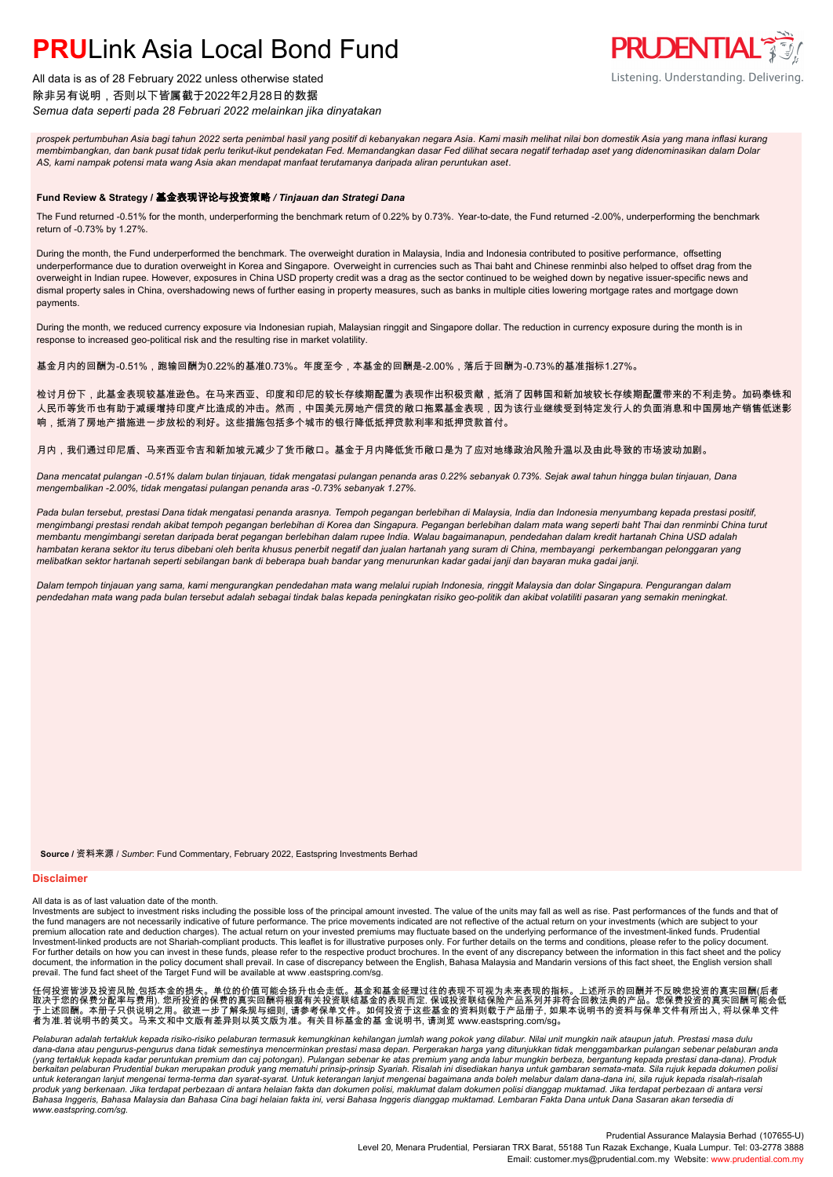*prospek pertumbuhan Asia bagi tahun 2022 serta penimbal hasil yang positif di kebanyakan negara Asia. Kami masih melihat nilai bon domestik Asia yang mana inflasi kurang membimbangkan, dan bank pusat tidak perlu terikut-ikut pendekatan Fed. Memandangkan dasar Fed dilihat secara negatif terhadap aset yang didenominasikan dalam Dolar AS, kami nampak potensi mata wang Asia akan mendapat manfaat terutamanya daripada aliran peruntukan aset.*

**Fund Review & Strategy / 基金表现评论与投资策略 / *Tinjauan dan Strategi Dana***

The Fund returned -0.51% for the month, underperforming the benchmark return of 0.22% by 0.73%. Year-to-date, the Fund returned -2.00%, underperforming the benchmark return of -0.73% by 1.27%.

During the month, the Fund underperformed the benchmark. The overweight duration in Malaysia, India and Indonesia contributed to positive performance, offsetting underperformance due to duration overweight in Korea and Singapore. Overweight in currencies such as Thai baht and Chinese renminbi also helped to offset drag from the overweight in Indian rupee. However, exposures in China USD property credit was a drag as the sector continued to be weighed down by negative issuer-specific news and dismal property sales in China, overshadowing news of further easing in property measures, such as banks in multiple cities lowering mortgage rates and mortgage down payments.

During the month, we reduced currency exposure via Indonesian rupiah, Malaysian ringgit and Singapore dollar. The reduction in currency exposure during the month is in response to increased geo-political risk and the resulting rise in market volatility.

基金月内的回酬为-0.51%，跑输回酬为0.22%的基准0.73%。年度至今，本基金的回酬是-2.00%，落后于回酬为-0.73%的基准指标1.27%。

检讨月份下，此基金表现较基准逊色。在马来西亚、印度和印尼的较长存续期配置为表现作出积极贡献，抵消了因韩国和新加坡较长存续期配置带来的不利走势。加码泰铢和人民币等货币也有助于减缓增持印度卢比造成的冲击。然而，中国美元房地产信贷的敞口拖累基金表现，因为该行业继续受到特定发行人的负面消息和中国房地产销售低迷影响，抵消了房地产措施进一步放松的利好。这些措施包括多个城市的银行降低抵押贷款利率和抵押贷款首付。

月内，我们通过印尼盾、马来西亚令吉和新加坡元减少了货币敞口。基金于月内降低货币敞口是为了应对地缘政治风险升温以及由此导致的市场波动加剧。

*Dana mencatat pulangan -0.51% dalam bulan tinjauan, tidak mengatasi pulangan penanda aras 0.22% sebanyak 0.73%. Sejak awal tahun hingga bulan tinjauan, Dana mengembalikan -2.00%, tidak mengatasi pulangan penanda aras -0.73% sebanyak 1.27%.*

*Pada bulan tersebut, prestasi Dana tidak mengatasi penanda arasnya. Tempoh pegangan berlebihan di Malaysia, India dan Indonesia menyumbang kepada prestasi positif, mengimbangi prestasi rendah akibat tempoh pegangan berlebihan di Korea dan Singapura. Pegangan berlebihan dalam mata wang seperti baht Thai dan renminbi China turut membantu mengimbangi seretan daripada berat pegangan berlebihan dalam rupee India. Walau bagaimanapun, pendedahan dalam kredit hartanah China USD adalah hambatan kerana sektor itu terus dibebani oleh berita khusus penerbit negatif dan jualan hartanah yang suram di China, membayangi perkembangan pelonggaran yang melibatkan sektor hartanah seperti sebilangan bank di beberapa buah bandar yang menurunkan kadar gadai janji dan bayaran muka gadai janji.*

*Dalam tempoh tinjauan yang sama, kami mengurangkan pendedahan mata wang melalui rupiah Indonesia, ringgit Malaysia dan dolar Singapura. Pengurangan dalam pendedahan mata wang pada bulan tersebut adalah sebagai tindak balas kepada peningkatan risiko geo-politik dan akibat volatiliti pasaran yang semakin meningkat.*

**Source** / 资料来源 / *Sumber*: Fund Commentary, February 2022, Eastspring Investments Berhad

## Disclaimer

All data is as of last valuation date of the month.
Investments are subject to investment risks including the possible loss of the principal amount invested. The value of the units may fall as well as rise. Past performances of the funds and that of the fund managers are not necessarily indicative of future performance. The price movements indicated are not reflective of the actual return on your investments (which are subject to your premium allocation rate and deduction charges). The actual return on your invested premiums may fluctuate based on the underlying performance of the investment-linked funds. Prudential Investment-linked products are not Shariah-compliant products. This leaflet is for illustrative purposes only. For further details on the terms and conditions, please refer to the policy document. For further details on how you can invest in these funds, please refer to the respective product brochures. In the event of any discrepancy between the information in this fact sheet and the policy document, the information in the policy document shall prevail. In case of discrepancy between the English, Bahasa Malaysia and Mandarin versions of this fact sheet, the English version shall prevail. The fund fact sheet of the Target Fund will be available at www.eastspring.com/sg.

任何投资皆涉及投资风险,包括本金的损失。单位的价值可能会扬升也会走低。基金和基金经理过往的表现不可视为未来表现的指标。上述所示的回酬并不反映您投资的真实回酬(后者取决于您的保费分配率与费用). 您所投资的保费的真实回酬将根据有关投资联结基金的表现而定. 保诚投资联结保险产品系列并非符合回教法典的产品。您保费投资的真实回酬可能会低于上述回酬。本册子只供说明之用。欲进一步了解条规与细则, 请参考保单文件。如何投资于这些基金的资料则载于产品册子, 如果本说明书的资料与保单文件有所出入, 将以保单文件者为准.若说明书的英文。马来文和中文版有差异则以英文版为准。有关目标基金的基 金说明书, 请浏览 www.eastspring.com/sg。

*Pelaburan adalah tertakluk kepada risiko-risiko pelaburan termasuk kemungkinan kehilangan jumlah wang pokok yang dilabur. Nilai unit mungkin naik ataupun jatuh. Prestasi masa dulu dana-dana atau pengurus-pengurus dana tidak semestinya mencerminkan prestasi masa depan. Pergerakan harga yang ditunjukkan tidak menggambarkan pulangan sebenar pelaburan anda (yang tertakluk kepada kadar peruntukan premium dan caj potongan). Pulangan sebenar ke atas premium yang anda labur mungkin berbeza, bergantung kepada prestasi dana-dana). Produk berkaitan pelaburan Prudential bukan merupakan produk yang mematuhi prinsip-prinsip Syariah. Risalah ini disediakan hanya untuk gambaran semata-mata. Sila rujuk kepada dokumen polisi untuk keterangan lanjut mengenai terma-terma dan syarat-syarat. Untuk keterangan lanjut mengenai bagaimana anda boleh melabur dalam dana-dana ini, sila rujuk kepada risalah-risalah produk yang berkenaan. Jika terdapat perbezaan di antara helaian fakta dan dokumen polisi, maklumat dalam dokumen polisi dianggap muktamad. Jika terdapat perbezaan di antara versi Bahasa Inggeris, Bahasa Malaysia dan Bahasa Cina bagi helaian fakta ini, versi Bahasa Inggeris dianggap muktamad. Lembaran Fakta Dana untuk Dana Sasaran akan tersedia di www.eastspring.com/sg.*

Prudential Assurance Malaysia Berhad (107655-U)
Level 20, Menara Prudential, Persiaran TRX Barat, 55188 Tun Razak Exchange, Kuala Lumpur. Tel: 03-2778 3888
Email: customer.mys@prudential.com.my Website: www.prudential.com.my